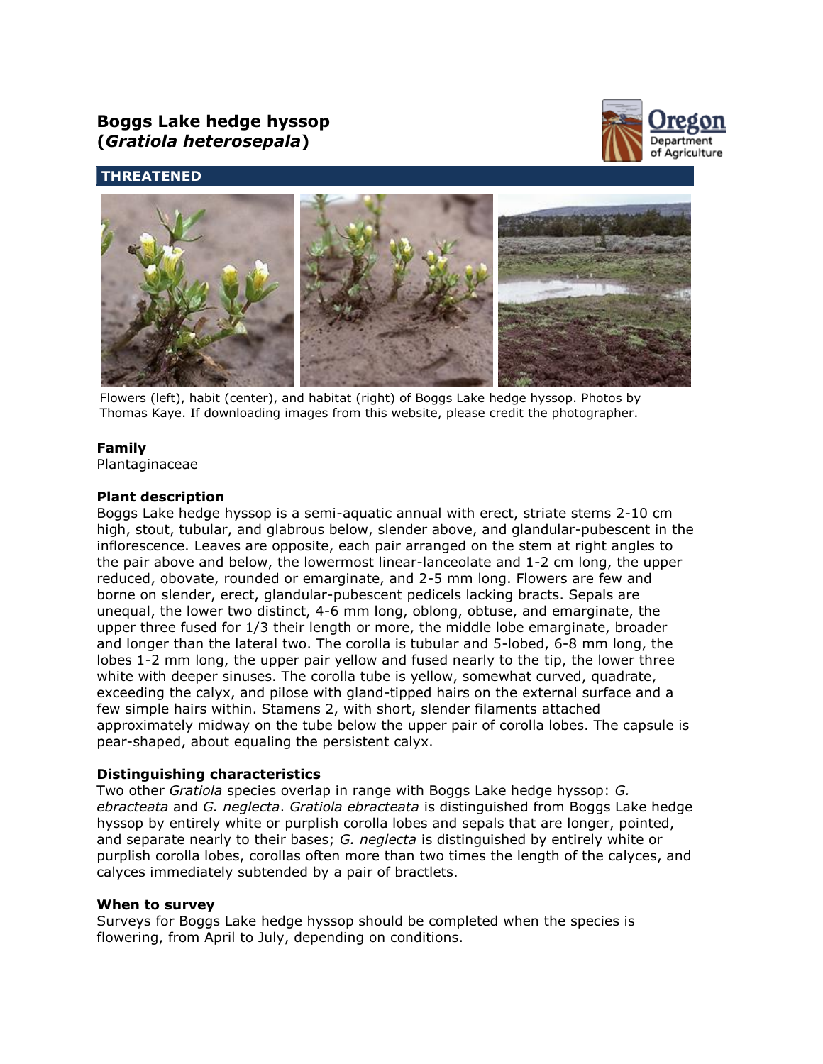# Boggs Lake hedge hyssop (*Gratiola heterosepala*)

**THREATENED**

Flowers (left), habit (center), and habitat (right) of Boggs Lake hedge hyssop. Photos by Thomas Kaye. If downloading images from this website, please credit the photographer.

### Family

Plantaginaceae

### Plant description

Boggs Lake hedge hyssop is a semi-aquatic annual with erect, striate stems 2-10 cm high, stout, tubular, and glabrous below, slender above, and glandular-pubescent in the inflorescence. Leaves are opposite, each pair arranged on the stem at right angles to the pair above and below, the lowermost linear-lanceolate and 1-2 cm long, the upper reduced, obovate, rounded or emarginate, and 2-5 mm long. Flowers are few and borne on slender, erect, glandular-pubescent pedicels lacking bracts. Sepals are unequal, the lower two distinct, 4-6 mm long, oblong, obtuse, and emarginate, the upper three fused for 1/3 their length or more, the middle lobe emarginate, broader and longer than the lateral two. The corolla is tubular and 5-lobed, 6-8 mm long, the lobes 1-2 mm long, the upper pair yellow and fused nearly to the tip, the lower three white with deeper sinuses. The corolla tube is yellow, somewhat curved, quadrate, exceeding the calyx, and pilose with gland-tipped hairs on the external surface and a few simple hairs within. Stamens 2, with short, slender filaments attached approximately midway on the tube below the upper pair of corolla lobes. The capsule is pear-shaped, about equaling the persistent calyx.

### Distinguishing characteristics

Two other *Gratiola* species overlap in range with Boggs Lake hedge hyssop: *G. ebracteata* and *G. neglecta*. *Gratiola ebracteata* is distinguished from Boggs Lake hedge hyssop by entirely white or purplish corolla lobes and sepals that are longer, pointed, and separate nearly to their bases; *G. neglecta* is distinguished by entirely white or purplish corolla lobes, corollas often more than two times the length of the calyces, and calyces immediately subtended by a pair of bractlets.

### When to survey

Surveys for Boggs Lake hedge hyssop should be completed when the species is flowering, from April to July, depending on conditions.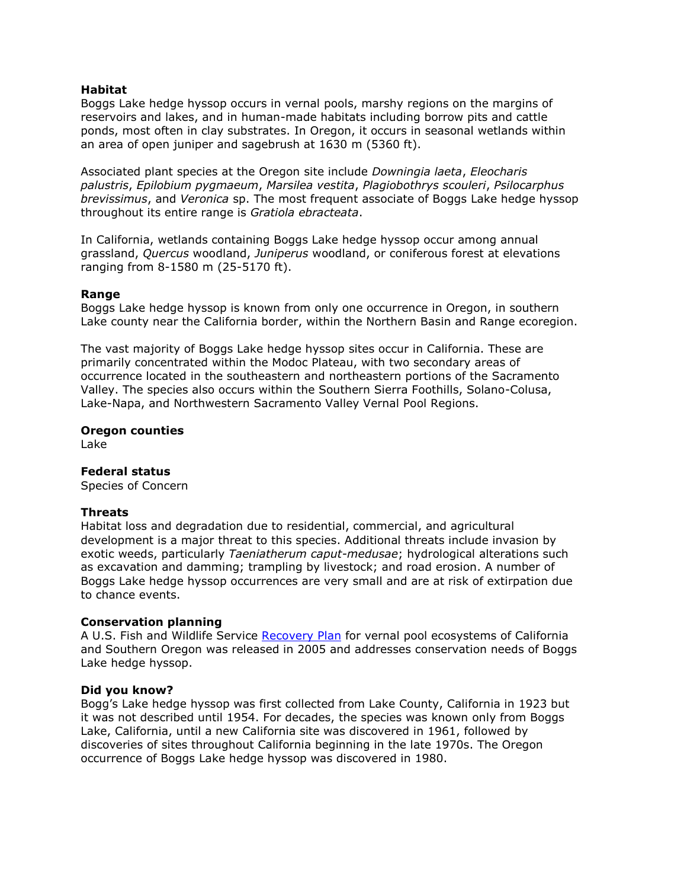**Habitat**

Boggs Lake hedge hyssop occurs in vernal pools, marshy regions on the margins of reservoirs and lakes, and in human-made habitats including borrow pits and cattle ponds, most often in clay substrates. In Oregon, it occurs in seasonal wetlands within an area of open juniper and sagebrush at 1630 m (5360 ft).

Associated plant species at the Oregon site include *Downingia laeta*, *Eleocharis palustris*, *Epilobium pygmaeum*, *Marsilea vestita*, *Plagiobothrys scouleri*, *Psilocarphus brevissimus*, and *Veronica* sp. The most frequent associate of Boggs Lake hedge hyssop throughout its entire range is *Gratiola ebracteata*.

In California, wetlands containing Boggs Lake hedge hyssop occur among annual grassland, *Quercus* woodland, *Juniperus* woodland, or coniferous forest at elevations ranging from 8-1580 m (25-5170 ft).

**Range**

Boggs Lake hedge hyssop is known from only one occurrence in Oregon, in southern Lake county near the California border, within the Northern Basin and Range ecoregion.

The vast majority of Boggs Lake hedge hyssop sites occur in California. These are primarily concentrated within the Modoc Plateau, with two secondary areas of occurrence located in the southeastern and northeastern portions of the Sacramento Valley. The species also occurs within the Southern Sierra Foothills, Solano-Colusa, Lake-Napa, and Northwestern Sacramento Valley Vernal Pool Regions.

**Oregon counties**

Lake

**Federal status**

Species of Concern

**Threats**

Habitat loss and degradation due to residential, commercial, and agricultural development is a major threat to this species. Additional threats include invasion by exotic weeds, particularly *Taeniatherum caput-medusae*; hydrological alterations such as excavation and damming; trampling by livestock; and road erosion. A number of Boggs Lake hedge hyssop occurrences are very small and are at risk of extirpation due to chance events.

**Conservation planning**

A U.S. Fish and Wildlife Service Recovery Plan for vernal pool ecosystems of California and Southern Oregon was released in 2005 and addresses conservation needs of Boggs Lake hedge hyssop.

**Did you know?**

Bogg's Lake hedge hyssop was first collected from Lake County, California in 1923 but it was not described until 1954. For decades, the species was known only from Boggs Lake, California, until a new California site was discovered in 1961, followed by discoveries of sites throughout California beginning in the late 1970s. The Oregon occurrence of Boggs Lake hedge hyssop was discovered in 1980.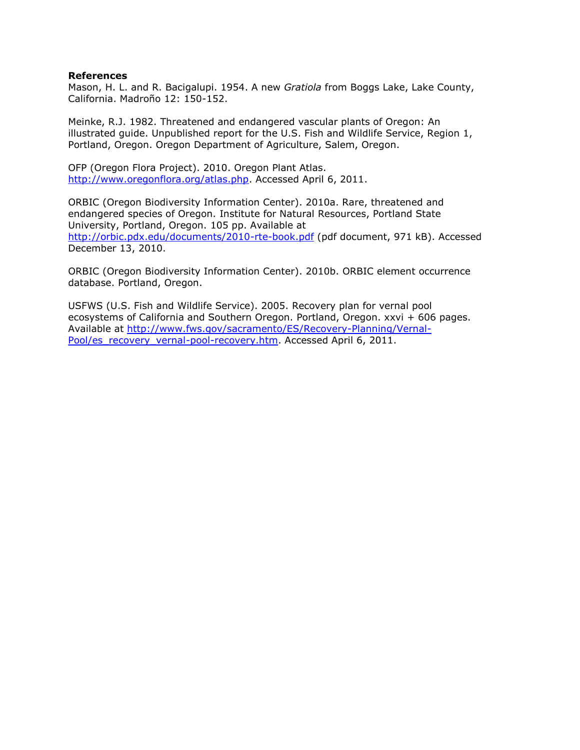**References**

Mason, H. L. and R. Bacigalupi. 1954. A new *Gratiola* from Boggs Lake, Lake County, California. Madroño 12: 150-152.

Meinke, R.J. 1982. Threatened and endangered vascular plants of Oregon: An illustrated guide. Unpublished report for the U.S. Fish and Wildlife Service, Region 1, Portland, Oregon. Oregon Department of Agriculture, Salem, Oregon.

OFP (Oregon Flora Project). 2010. Oregon Plant Atlas. http://www.oregonflora.org/atlas.php. Accessed April 6, 2011.

ORBIC (Oregon Biodiversity Information Center). 2010a. Rare, threatened and endangered species of Oregon. Institute for Natural Resources, Portland State University, Portland, Oregon. 105 pp. Available at http://orbic.pdx.edu/documents/2010-rte-book.pdf (pdf document, 971 kB). Accessed December 13, 2010.

ORBIC (Oregon Biodiversity Information Center). 2010b. ORBIC element occurrence database. Portland, Oregon.

USFWS (U.S. Fish and Wildlife Service). 2005. Recovery plan for vernal pool ecosystems of California and Southern Oregon. Portland, Oregon. xxvi + 606 pages. Available at http://www.fws.gov/sacramento/ES/Recovery-Planning/Vernal-Pool/es_recovery_vernal-pool-recovery.htm. Accessed April 6, 2011.